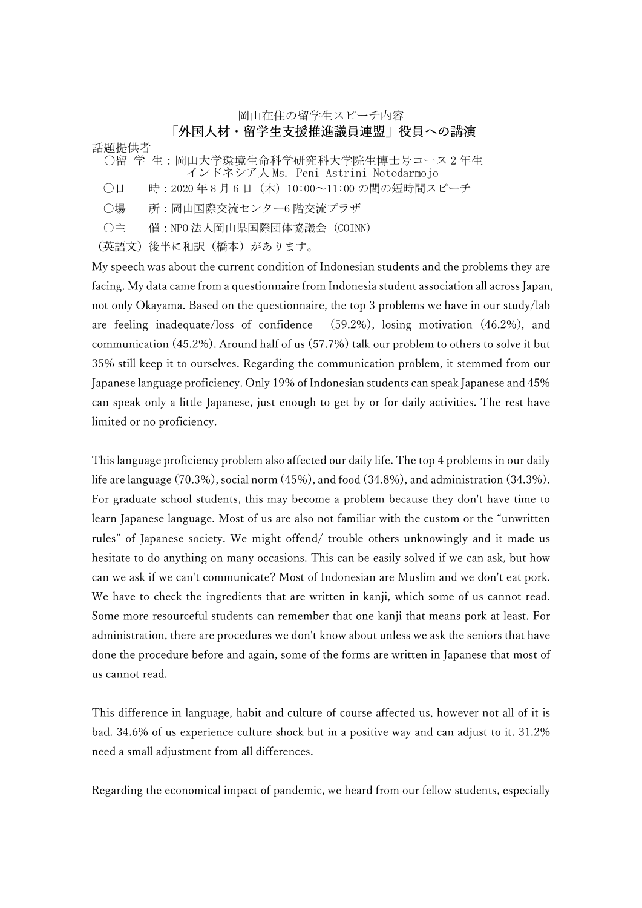岡山在住の留学生スピーチ内容

## 「外国人材・留学生支援推進議員連盟」役員への講演

話題提供者

○留 学 生：岡山大学環境生命科学研究科大学院生博士号コース２年生
　インドネシア人 Ms. Peni Astrini Notodarmojo

○日　　時：2020 年 8 月 6 日（木）10:00～11:00 の間の短時間スピーチ

○場　　所：岡山国際交流センター6 階交流プラザ

○主　　催：NPO 法人岡山県国際団体協議会（COINN）

（英語文）後半に和訳（橋本）があります。

My speech was about the current condition of Indonesian students and the problems they are facing. My data came from a questionnaire from Indonesia student association all across Japan, not only Okayama. Based on the questionnaire, the top 3 problems we have in our study/lab are feeling inadequate/loss of confidence (59.2%), losing motivation (46.2%), and communication (45.2%). Around half of us (57.7%) talk our problem to others to solve it but 35% still keep it to ourselves. Regarding the communication problem, it stemmed from our Japanese language proficiency. Only 19% of Indonesian students can speak Japanese and 45% can speak only a little Japanese, just enough to get by or for daily activities. The rest have limited or no proficiency.

This language proficiency problem also affected our daily life. The top 4 problems in our daily life are language (70.3%), social norm (45%), and food (34.8%), and administration (34.3%). For graduate school students, this may become a problem because they don't have time to learn Japanese language. Most of us are also not familiar with the custom or the "unwritten rules" of Japanese society. We might offend/ trouble others unknowingly and it made us hesitate to do anything on many occasions. This can be easily solved if we can ask, but how can we ask if we can't communicate? Most of Indonesian are Muslim and we don't eat pork. We have to check the ingredients that are written in kanji, which some of us cannot read. Some more resourceful students can remember that one kanji that means pork at least. For administration, there are procedures we don't know about unless we ask the seniors that have done the procedure before and again, some of the forms are written in Japanese that most of us cannot read.

This difference in language, habit and culture of course affected us, however not all of it is bad. 34.6% of us experience culture shock but in a positive way and can adjust to it. 31.2% need a small adjustment from all differences.

Regarding the economical impact of pandemic, we heard from our fellow students, especially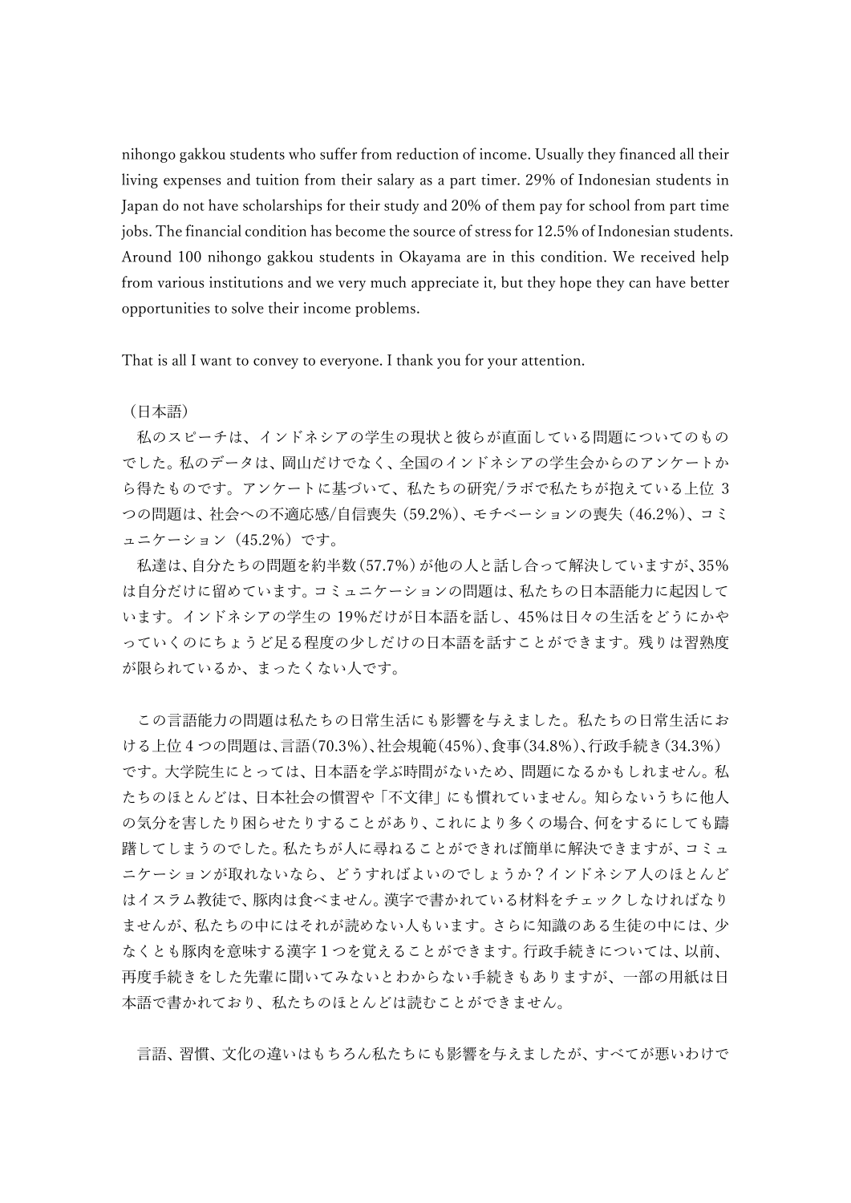nihongo gakkou students who suffer from reduction of income. Usually they financed all their living expenses and tuition from their salary as a part timer. 29% of Indonesian students in Japan do not have scholarships for their study and 20% of them pay for school from part time jobs. The financial condition has become the source of stress for 12.5% of Indonesian students. Around 100 nihongo gakkou students in Okayama are in this condition. We received help from various institutions and we very much appreciate it, but they hope they can have better opportunities to solve their income problems.

That is all I want to convey to everyone. I thank you for your attention.

（日本語）

私のスピーチは、インドネシアの学生の現状と彼らが直面している問題についてのものでした。私のデータは、岡山だけでなく、全国のインドネシアの学生会からのアンケートから得たものです。アンケートに基づいて、私たちの研究/ラボで私たちが抱えている上位 3 つの問題は、社会への不適応感/自信喪失（59.2%）、モチベーションの喪失（46.2%）、コミュニケーション（45.2%）です。

私達は、自分たちの問題を約半数（57.7%）が他の人と話し合って解決していますが、35%は自分だけに留めています。コミュニケーションの問題は、私たちの日本語能力に起因しています。インドネシアの学生の 19%だけが日本語を話し、45%は日々の生活をどうにかやっていくのにちょうど足る程度の少しだけの日本語を話すことができます。残りは習熟度が限られているか、まったくない人です。

この言語能力の問題は私たちの日常生活にも影響を与えました。私たちの日常生活における上位 4 つの問題は、言語（70.3%）、社会規範（45%）、食事（34.8%）、行政手続き（34.3%）です。大学院生にとっては、日本語を学ぶ時間がないため、問題になるかもしれません。私たちのほとんどは、日本社会の慣習や「不文律」にも慣れていません。知らないうちに他人の気分を害したり困らせたりすることがあり、これにより多くの場合、何をするにしても躊躇してしまうのでした。私たちが人に尋ねることができれば簡単に解決できますが、コミュニケーションが取れないなら、どうすればよいのでしょうか？インドネシア人のほとんどはイスラム教徒で、豚肉は食べません。漢字で書かれている材料をチェックしなければなりませんが、私たちの中にはそれが読めない人もいます。さらに知識のある生徒の中には、少なくとも豚肉を意味する漢字 1 つを覚えることができます。行政手続きについては、以前、再度手続きをした先輩に聞いてみないとわからない手続きもありますが、一部の用紙は日本語で書かれており、私たちのほとんどは読むことができません。

言語、習慣、文化の違いはもちろん私たちにも影響を与えましたが、すべてが悪いわけで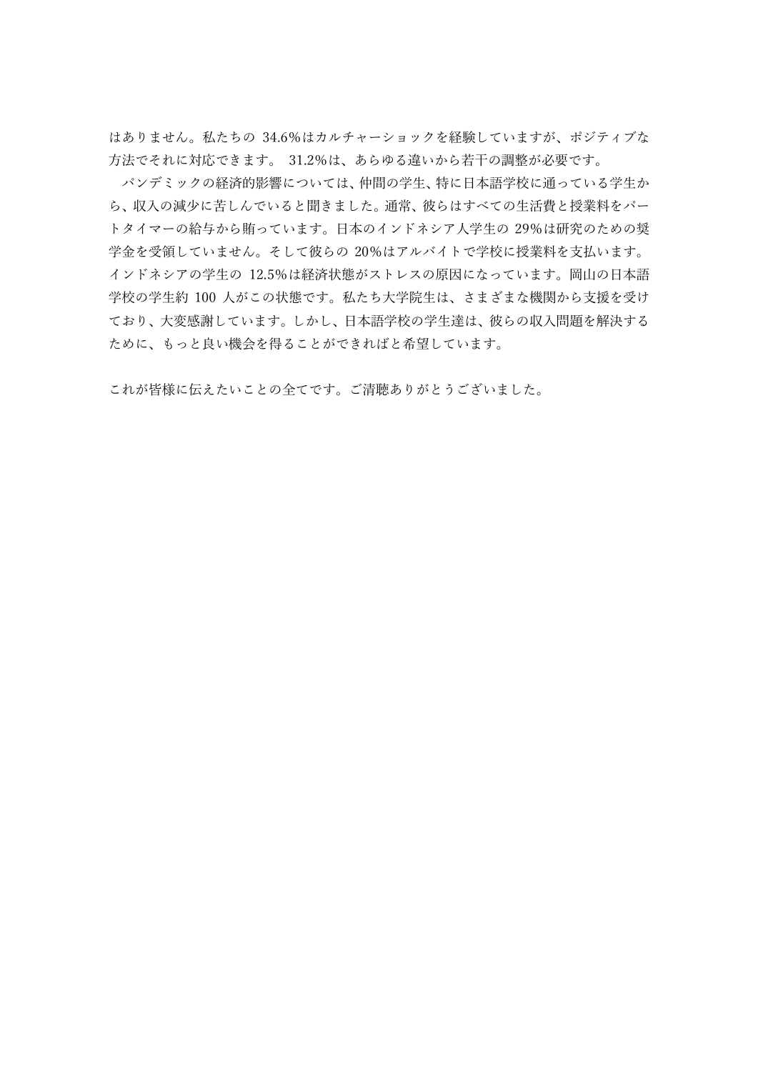はありません。私たちの 34.6%はカルチャーショックを経験していますが、ポジティブな方法でそれに対応できます。 31.2%は、あらゆる違いから若干の調整が必要です。

パンデミックの経済的影響については、仲間の学生、特に日本語学校に通っている学生から、収入の減少に苦しんでいると聞きました。通常、彼らはすべての生活費と授業料をパートタイマーの給与から賄っています。日本のインドネシア人学生の 29%は研究のための奨学金を受領していません。そして彼らの 20%はアルバイトで学校に授業料を支払います。インドネシアの学生の 12.5%は経済状態がストレスの原因になっています。岡山の日本語学校の学生約 100 人がこの状態です。私たち大学院生は、さまざまな機関から支援を受けており、大変感謝しています。しかし、日本語学校の学生達は、彼らの収入問題を解決するために、もっと良い機会を得ることができればと希望しています。

これが皆様に伝えたいことの全てです。ご清聴ありがとうございました。